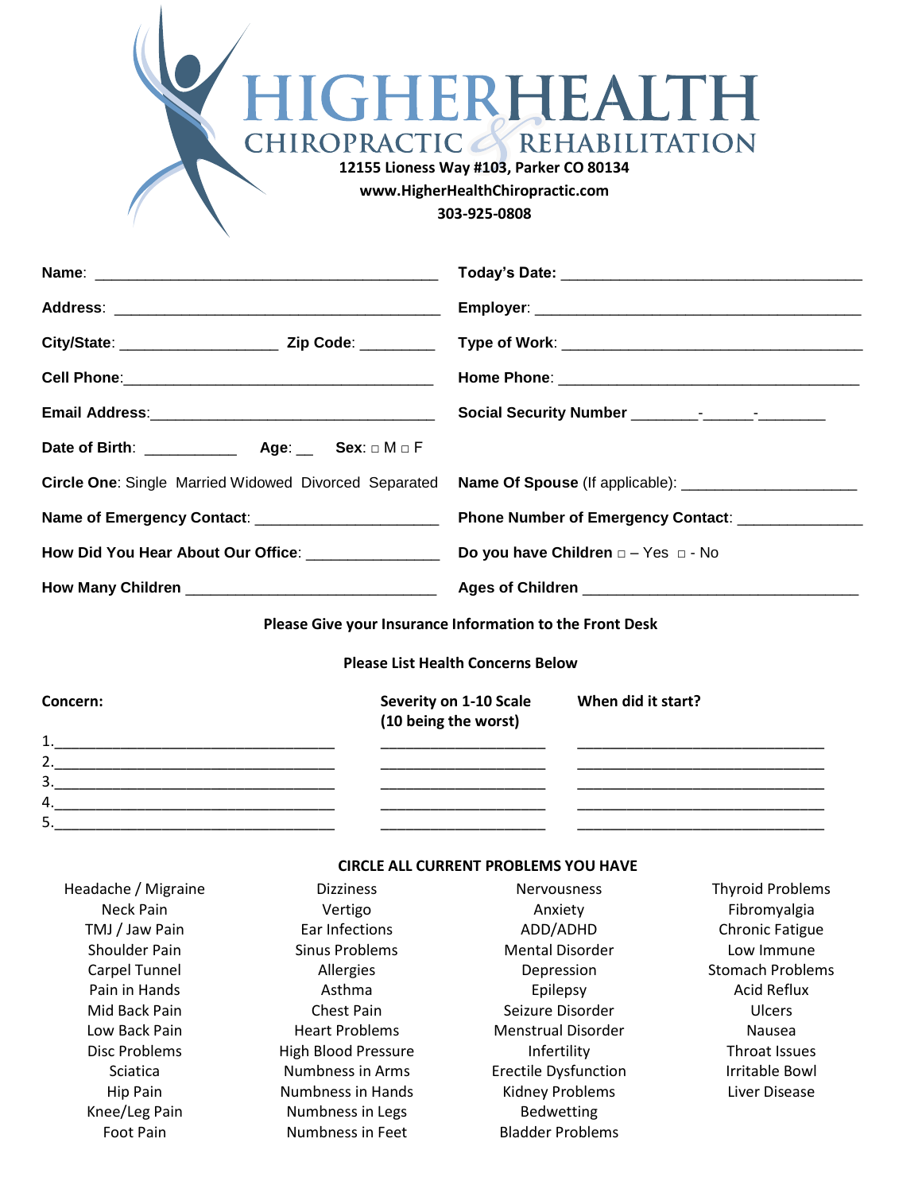# HIGHERHEALTH

## CHIROPRACTIC & REHABILITATION

**12155 Lioness Way #103, Parker CO 80134**
**www.HigherHealthChiropractic.com**
**303-925-0808**

**Name**: ________________________________________

**Today's Date**: ___________________________________

**Address**: ______________________________________

**Employer**: ______________________________________

**City/State**: __________________ **Zip Code**: _________

**Type of Work**: ___________________________________

**Cell Phone**:____________________________________

**Home Phone**: ____________________________________

**Email Address**:_________________________________

**Social Security Number** ________-______-________

**Date of Birth**: ___________ **Age**: __ **Sex**: □ M □ F

**Circle One**: Single Married Widowed Divorced Separated

**Name Of Spouse** (If applicable): ____________________

**Name of Emergency Contact**: _____________________

**Phone Number of Emergency Contact**: ______________

**How Did You Hear About Our Office**: _______________

**Do you have Children** □ – Yes □ - No

**How Many Children** ____________________________

**Ages of Children** _______________________________

**Please Give your Insurance Information to the Front Desk**

**Please List Health Concerns Below**

| **Concern:** | **Severity on 1-10 Scale (10 being the worst)** | **When did it start?** |
|---|---|---|
| 1.__________________________________ | ____________________ | ______________________________ |
| 2.__________________________________ | ____________________ | ______________________________ |
| 3.__________________________________ | ____________________ | ______________________________ |
| 4.__________________________________ | ____________________ | ______________________________ |
| 5.__________________________________ | ____________________ | ______________________________ |

**CIRCLE ALL CURRENT PROBLEMS YOU HAVE**

| | | | |
|---|---|---|---|
| Headache / Migraine | Dizziness | Nervousness | Thyroid Problems |
| Neck Pain | Vertigo | Anxiety | Fibromyalgia |
| TMJ / Jaw Pain | Ear Infections | ADD/ADHD | Chronic Fatigue |
| Shoulder Pain | Sinus Problems | Mental Disorder | Low Immune |
| Carpel Tunnel | Allergies | Depression | Stomach Problems |
| Pain in Hands | Asthma | Epilepsy | Acid Reflux |
| Mid Back Pain | Chest Pain | Seizure Disorder | Ulcers |
| Low Back Pain | Heart Problems | Menstrual Disorder | Nausea |
| Disc Problems | High Blood Pressure | Infertility | Throat Issues |
| Sciatica | Numbness in Arms | Erectile Dysfunction | Irritable Bowl |
| Hip Pain | Numbness in Hands | Kidney Problems | Liver Disease |
| Knee/Leg Pain | Numbness in Legs | Bedwetting | |
| Foot Pain | Numbness in Feet | Bladder Problems | |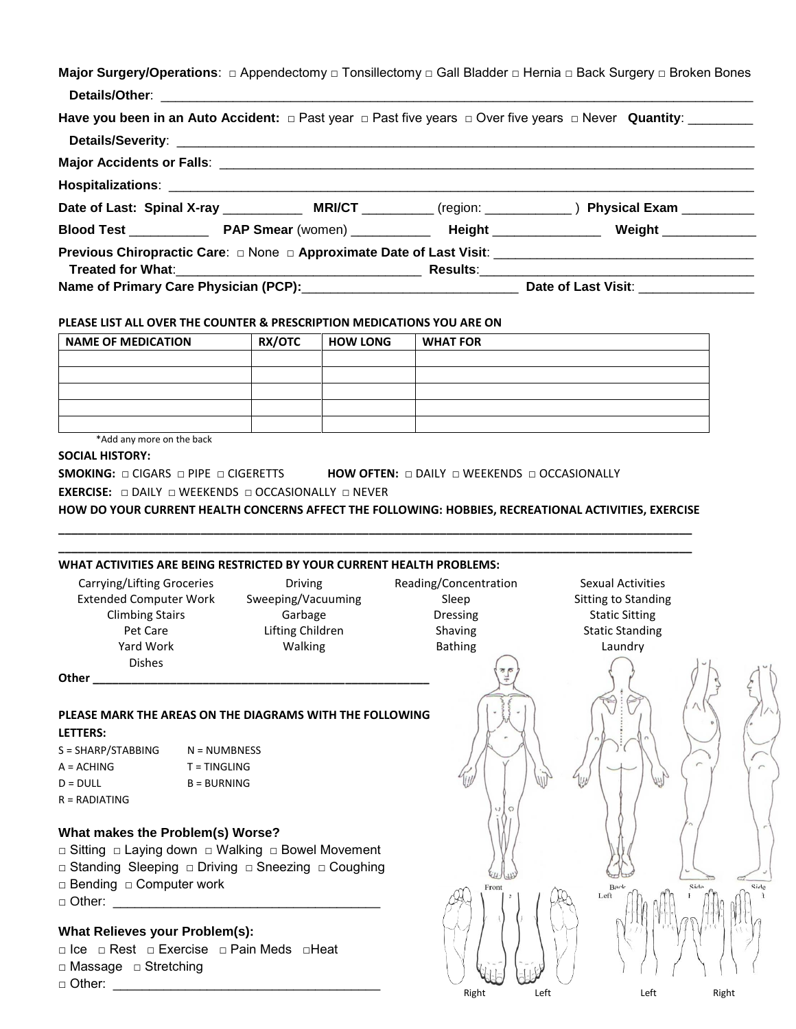**Major Surgery/Operations**: □ Appendectomy □ Tonsillectomy □ Gall Bladder □ Hernia □ Back Surgery □ Broken Bones

**Details/Other**: ______________________________________________________________________________

**Have you been in an Auto Accident:** □ Past year □ Past five years □ Over five years □ Never **Quantity**: _________

**Details/Severity**: ____________________________________________________________________________

**Major Accidents or Falls**: ______________________________________________________________________

**Hospitalizations**: ___________________________________________________________________________

**Date of Last: Spinal X-ray** ___________ **MRI/CT** __________ (region: ____________ ) **Physical Exam** __________

**Blood Test** ___________ **PAP Smear** (women) ___________ **Height** _______________ **Weight** _____________

**Previous Chiropractic Care**: □ None □ **Approximate Date of Last Visit**: ____________________________________

**Treated for What**:__________________________________ **Results**:_________________________________________

**Name of Primary Care Physician (PCP):**______________________________ **Date of Last Visit**: ________________

**PLEASE LIST ALL OVER THE COUNTER & PRESCRIPTION MEDICATIONS YOU ARE ON**

| NAME OF MEDICATION | RX/OTC | HOW LONG | WHAT FOR |
|---|---|---|---|
| | | | |
| | | | |
| | | | |
| | | | |
| | | | |

*Add any more on the back

**SOCIAL HISTORY:**

**SMOKING:** □ CIGARS □ PIPE □ CIGERETTS **HOW OFTEN:** □ DAILY □ WEEKENDS □ OCCASIONALLY

**EXERCISE:** □ DAILY □ WEEKENDS □ OCCASIONALLY □ NEVER

**HOW DO YOUR CURRENT HEALTH CONCERNS AFFECT THE FOLLOWING: HOBBIES, RECREATIONAL ACTIVITIES, EXERCISE**

______________________________________________________________________________________________

______________________________________________________________________________________________

**WHAT ACTIVITIES ARE BEING RESTRICTED BY YOUR CURRENT HEALTH PROBLEMS:**

| | | | |
|---|---|---|---|
| Carrying/Lifting Groceries | Driving | Reading/Concentration | Sexual Activities |
| Extended Computer Work | Sweeping/Vacuuming | Sleep | Sitting to Standing |
| Climbing Stairs | Garbage | Dressing | Static Sitting |
| Pet Care | Lifting Children | Shaving | Static Standing |
| Yard Work | Walking | Bathing | Laundry |
| Dishes | | | |

**Other** _____________________________________________________

**PLEASE MARK THE AREAS ON THE DIAGRAMS WITH THE FOLLOWING LETTERS:**

S = SHARP/STABBING N = NUMBNESS

A = ACHING T = TINGLING

D = DULL B = BURNING

R = RADIATING

Front Back Side Side

Right Left Left Right

### What makes the Problem(s) Worse?

□ Sitting □ Laying down □ Walking □ Bowel Movement

□ Standing Sleeping □ Driving □ Sneezing □ Coughing

□ Bending □ Computer work

□ Other: _____________________________________

### What Relieves your Problem(s):

□ Ice □ Rest □ Exercise □ Pain Meds □Heat

□ Massage □ Stretching

□ Other: _____________________________________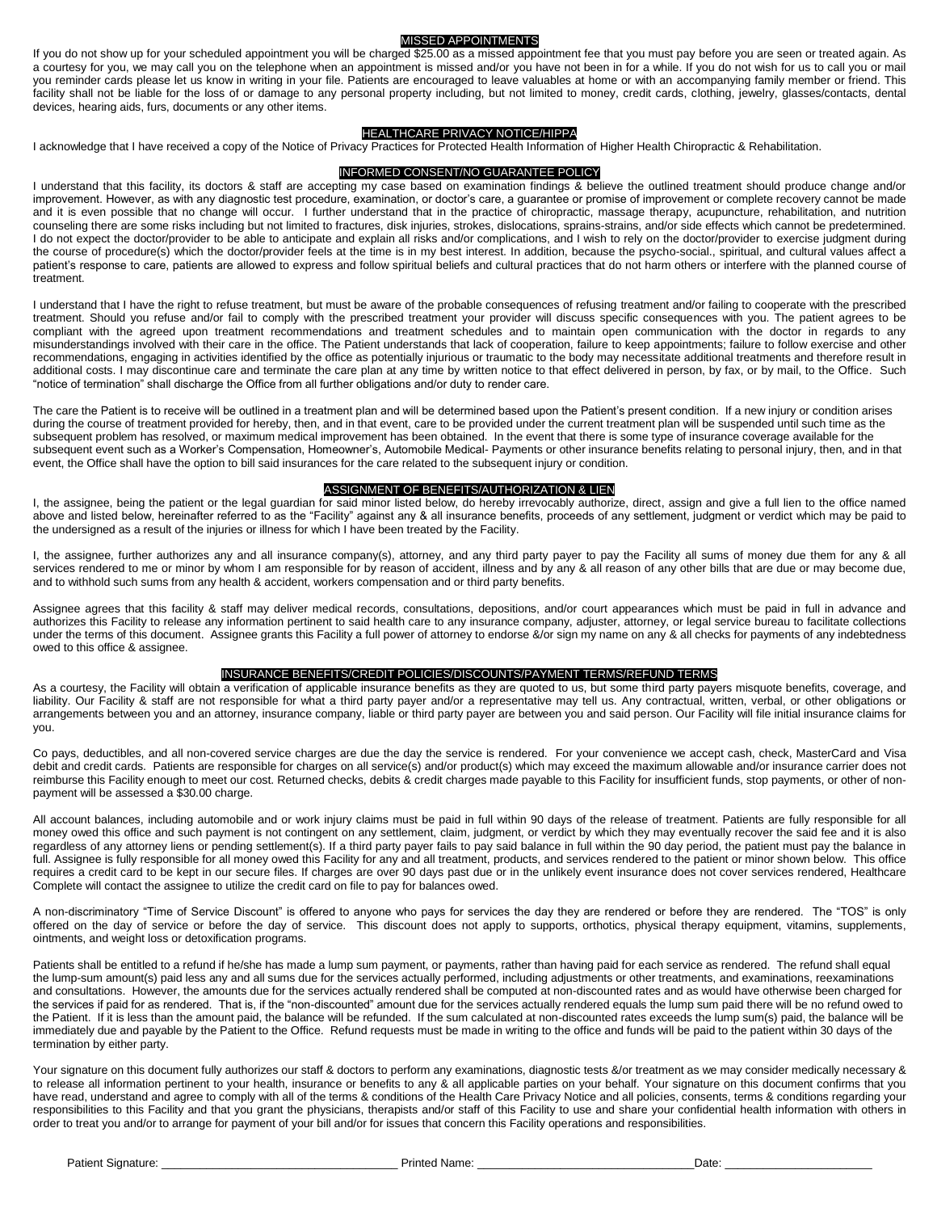## MISSED APPOINTMENTS

If you do not show up for your scheduled appointment you will be charged $25.00 as a missed appointment fee that you must pay before you are seen or treated again. As a courtesy for you, we may call you on the telephone when an appointment is missed and/or you have not been in for a while. If you do not wish for us to call you or mail you reminder cards please let us know in writing in your file. Patients are encouraged to leave valuables at home or with an accompanying family member or friend. This facility shall not be liable for the loss of or damage to any personal property including, but not limited to money, credit cards, clothing, jewelry, glasses/contacts, dental devices, hearing aids, furs, documents or any other items.

## HEALTHCARE PRIVACY NOTICE/HIPPA

I acknowledge that I have received a copy of the Notice of Privacy Practices for Protected Health Information of Higher Health Chiropractic & Rehabilitation.

## INFORMED CONSENT/NO GUARANTEE POLICY

I understand that this facility, its doctors & staff are accepting my case based on examination findings & believe the outlined treatment should produce change and/or improvement. However, as with any diagnostic test procedure, examination, or doctor's care, a guarantee or promise of improvement or complete recovery cannot be made and it is even possible that no change will occur. I further understand that in the practice of chiropractic, massage therapy, acupuncture, rehabilitation, and nutrition counseling there are some risks including but not limited to fractures, disk injuries, strokes, dislocations, sprains-strains, and/or side effects which cannot be predetermined. I do not expect the doctor/provider to be able to anticipate and explain all risks and/or complications, and I wish to rely on the doctor/provider to exercise judgment during the course of procedure(s) which the doctor/provider feels at the time is in my best interest. In addition, because the psycho-social., spiritual, and cultural values affect a patient's response to care, patients are allowed to express and follow spiritual beliefs and cultural practices that do not harm others or interfere with the planned course of treatment.

I understand that I have the right to refuse treatment, but must be aware of the probable consequences of refusing treatment and/or failing to cooperate with the prescribed treatment. Should you refuse and/or fail to comply with the prescribed treatment your provider will discuss specific consequences with you. The patient agrees to be compliant with the agreed upon treatment recommendations and treatment schedules and to maintain open communication with the doctor in regards to any misunderstandings involved with their care in the office. The Patient understands that lack of cooperation, failure to keep appointments; failure to follow exercise and other recommendations, engaging in activities identified by the office as potentially injurious or traumatic to the body may necessitate additional treatments and therefore result in additional costs. I may discontinue care and terminate the care plan at any time by written notice to that effect delivered in person, by fax, or by mail, to the Office. Such "notice of termination" shall discharge the Office from all further obligations and/or duty to render care.

The care the Patient is to receive will be outlined in a treatment plan and will be determined based upon the Patient's present condition. If a new injury or condition arises during the course of treatment provided for hereby, then, and in that event, care to be provided under the current treatment plan will be suspended until such time as the subsequent problem has resolved, or maximum medical improvement has been obtained. In the event that there is some type of insurance coverage available for the subsequent event such as a Worker's Compensation, Homeowner's, Automobile Medical- Payments or other insurance benefits relating to personal injury, then, and in that event, the Office shall have the option to bill said insurances for the care related to the subsequent injury or condition.

## ASSIGNMENT OF BENEFITS/AUTHORIZATION & LIEN

I, the assignee, being the patient or the legal guardian for said minor listed below, do hereby irrevocably authorize, direct, assign and give a full lien to the office named above and listed below, hereinafter referred to as the "Facility" against any & all insurance benefits, proceeds of any settlement, judgment or verdict which may be paid to the undersigned as a result of the injuries or illness for which I have been treated by the Facility.

I, the assignee, further authorizes any and all insurance company(s), attorney, and any third party payer to pay the Facility all sums of money due them for any & all services rendered to me or minor by whom I am responsible for by reason of accident, illness and by any & all reason of any other bills that are due or may become due, and to withhold such sums from any health & accident, workers compensation and or third party benefits.

Assignee agrees that this facility & staff may deliver medical records, consultations, depositions, and/or court appearances which must be paid in full in advance and authorizes this Facility to release any information pertinent to said health care to any insurance company, adjuster, attorney, or legal service bureau to facilitate collections under the terms of this document. Assignee grants this Facility a full power of attorney to endorse &/or sign my name on any & all checks for payments of any indebtedness owed to this office & assignee.

## INSURANCE BENEFITS/CREDIT POLICIES/DISCOUNTS/PAYMENT TERMS/REFUND TERMS

As a courtesy, the Facility will obtain a verification of applicable insurance benefits as they are quoted to us, but some third party payers misquote benefits, coverage, and liability. Our Facility & staff are not responsible for what a third party payer and/or a representative may tell us. Any contractual, written, verbal, or other obligations or arrangements between you and an attorney, insurance company, liable or third party payer are between you and said person. Our Facility will file initial insurance claims for you.

Co pays, deductibles, and all non-covered service charges are due the day the service is rendered. For your convenience we accept cash, check, MasterCard and Visa debit and credit cards. Patients are responsible for charges on all service(s) and/or product(s) which may exceed the maximum allowable and/or insurance carrier does not reimburse this Facility enough to meet our cost. Returned checks, debits & credit charges made payable to this Facility for insufficient funds, stop payments, or other of non-payment will be assessed a $30.00 charge.

All account balances, including automobile and or work injury claims must be paid in full within 90 days of the release of treatment. Patients are fully responsible for all money owed this office and such payment is not contingent on any settlement, claim, judgment, or verdict by which they may eventually recover the said fee and it is also regardless of any attorney liens or pending settlement(s). If a third party payer fails to pay said balance in full within the 90 day period, the patient must pay the balance in full. Assignee is fully responsible for all money owed this Facility for any and all treatment, products, and services rendered to the patient or minor shown below. This office requires a credit card to be kept in our secure files. If charges are over 90 days past due or in the unlikely event insurance does not cover services rendered, Healthcare Complete will contact the assignee to utilize the credit card on file to pay for balances owed.

A non-discriminatory "Time of Service Discount" is offered to anyone who pays for services the day they are rendered or before they are rendered. The "TOS" is only offered on the day of service or before the day of service. This discount does not apply to supports, orthotics, physical therapy equipment, vitamins, supplements, ointments, and weight loss or detoxification programs.

Patients shall be entitled to a refund if he/she has made a lump sum payment, or payments, rather than having paid for each service as rendered. The refund shall equal the lump-sum amount(s) paid less any and all sums due for the services actually performed, including adjustments or other treatments, and examinations, reexaminations and consultations. However, the amounts due for the services actually rendered shall be computed at non-discounted rates and as would have otherwise been charged for the services if paid for as rendered. That is, if the "non-discounted" amount due for the services actually rendered equals the lump sum paid there will be no refund owed to the Patient. If it is less than the amount paid, the balance will be refunded. If the sum calculated at non-discounted rates exceeds the lump sum(s) paid, the balance will be immediately due and payable by the Patient to the Office. Refund requests must be made in writing to the office and funds will be paid to the patient within 30 days of the termination by either party.

Your signature on this document fully authorizes our staff & doctors to perform any examinations, diagnostic tests &/or treatment as we may consider medically necessary & to release all information pertinent to your health, insurance or benefits to any & all applicable parties on your behalf. Your signature on this document confirms that you have read, understand and agree to comply with all of the terms & conditions of the Health Care Privacy Notice and all policies, consents, terms & conditions regarding your responsibilities to this Facility and that you grant the physicians, therapists and/or staff of this Facility to use and share your confidential health information with others in order to treat you and/or to arrange for payment of your bill and/or for issues that concern this Facility operations and responsibilities.

Patient Signature: ____________________________________ Printed Name: ________________________________ Date: ______________________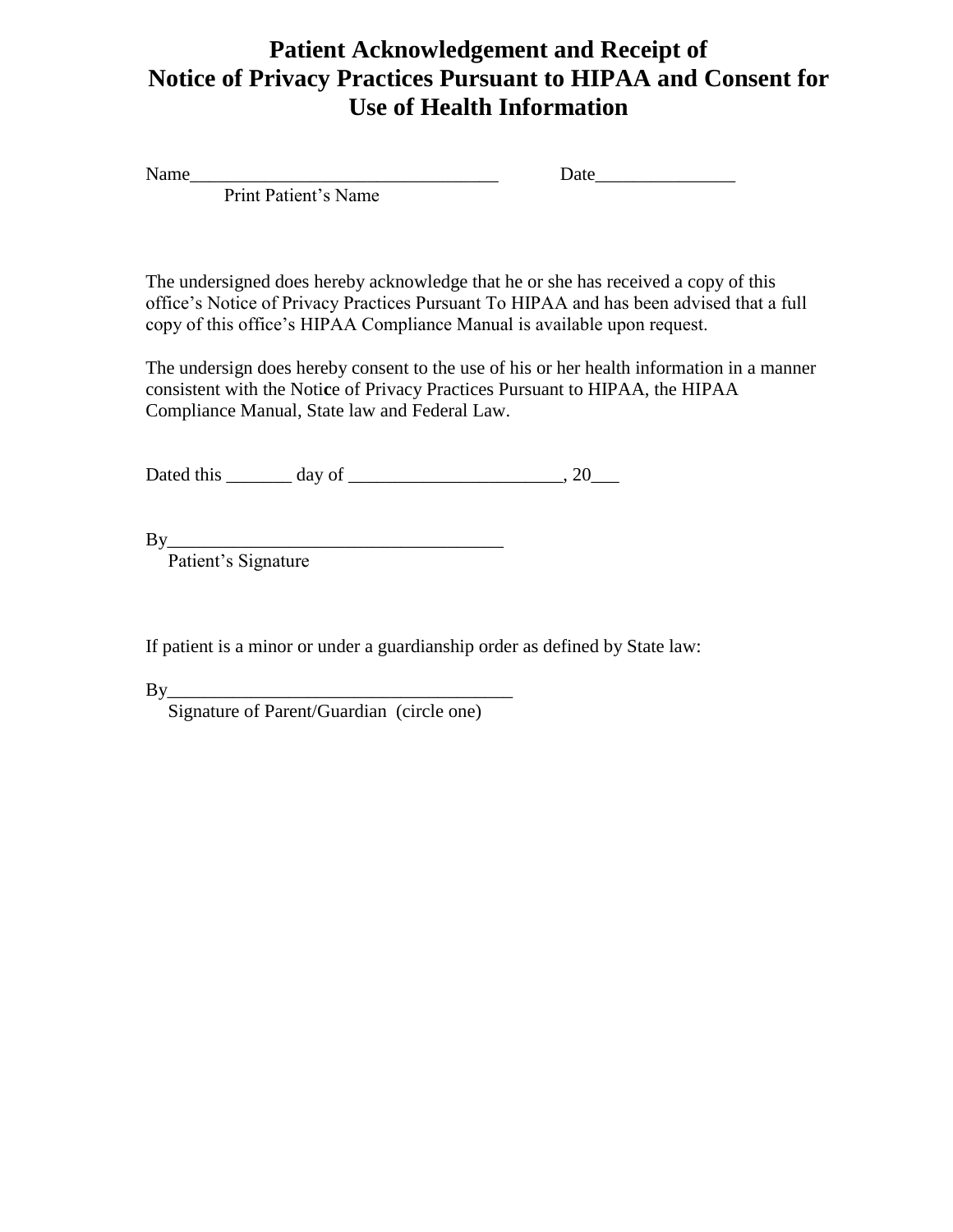# Patient Acknowledgement and Receipt of Notice of Privacy Practices Pursuant to HIPAA and Consent for Use of Health Information

Name_________________________________ Date_______________
Print Patient's Name

The undersigned does hereby acknowledge that he or she has received a copy of this office's Notice of Privacy Practices Pursuant To HIPAA and has been advised that a full copy of this office's HIPAA Compliance Manual is available upon request.

The undersign does hereby consent to the use of his or her health information in a manner consistent with the Notice of Privacy Practices Pursuant to HIPAA, the HIPAA Compliance Manual, State law and Federal Law.

Dated this _______ day of _______________________, 20___

By____________________________________
Patient's Signature

If patient is a minor or under a guardianship order as defined by State law:

By_____________________________________
Signature of Parent/Guardian (circle one)